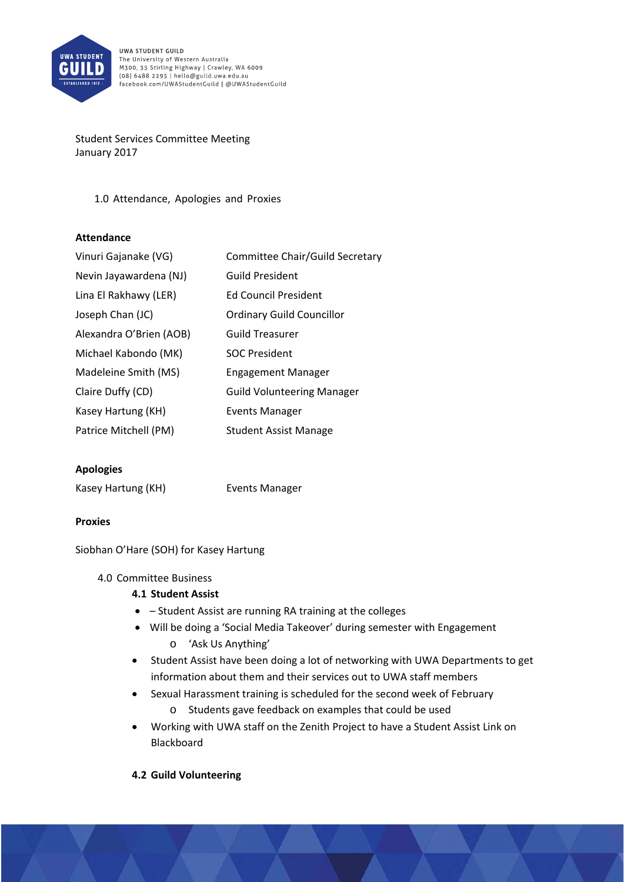UWA STUDENT GUILD
The University of Western Australia
M300, 35 Stirling Highway | Crawley, WA 6009
(08) 6488 2295 | hello@guild.uwa.edu.au
facebook.com/UWAStudentGuild | @UWAStudentGuild

Student Services Committee Meeting
January 2017

1.0 Attendance, Apologies and Proxies

**Attendance**

| | |
|---|---|
| Vinuri Gajanake (VG) | Committee Chair/Guild Secretary |
| Nevin Jayawardena (NJ) | Guild President |
| Lina El Rakhawy (LER) | Ed Council President |
| Joseph Chan (JC) | Ordinary Guild Councillor |
| Alexandra O'Brien (AOB) | Guild Treasurer |
| Michael Kabondo (MK) | SOC President |
| Madeleine Smith (MS) | Engagement Manager |
| Claire Duffy (CD) | Guild Volunteering Manager |
| Kasey Hartung (KH) | Events Manager |
| Patrice Mitchell (PM) | Student Assist Manage |

**Apologies**

| | |
|---|---|
| Kasey Hartung (KH) | Events Manager |

**Proxies**

Siobhan O'Hare (SOH) for Kasey Hartung

4.0 Committee Business

**4.1 Student Assist**

- – Student Assist are running RA training at the colleges
- Will be doing a 'Social Media Takeover' during semester with Engagement
  - 'Ask Us Anything'
- Student Assist have been doing a lot of networking with UWA Departments to get information about them and their services out to UWA staff members
- Sexual Harassment training is scheduled for the second week of February
  - Students gave feedback on examples that could be used
- Working with UWA staff on the Zenith Project to have a Student Assist Link on Blackboard

**4.2 Guild Volunteering**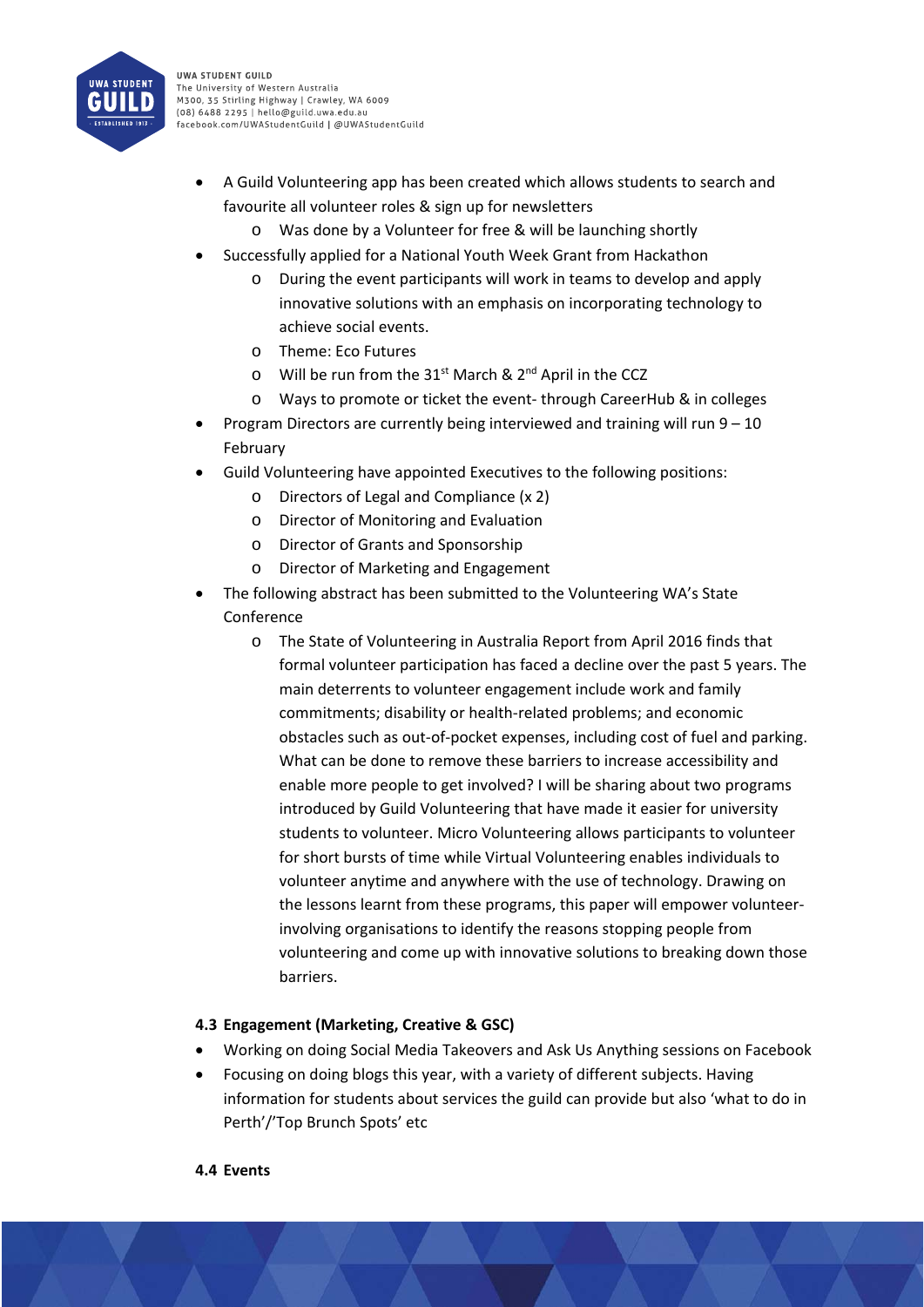- A Guild Volunteering app has been created which allows students to search and favourite all volunteer roles & sign up for newsletters
  - Was done by a Volunteer for free & will be launching shortly
- Successfully applied for a National Youth Week Grant from Hackathon
  - During the event participants will work in teams to develop and apply innovative solutions with an emphasis on incorporating technology to achieve social events.
  - Theme: Eco Futures
  - Will be run from the 31st March & 2nd April in the CCZ
  - Ways to promote or ticket the event- through CareerHub & in colleges
- Program Directors are currently being interviewed and training will run 9 – 10 February
- Guild Volunteering have appointed Executives to the following positions:
  - Directors of Legal and Compliance (x 2)
  - Director of Monitoring and Evaluation
  - Director of Grants and Sponsorship
  - Director of Marketing and Engagement
- The following abstract has been submitted to the Volunteering WA's State Conference
  - The State of Volunteering in Australia Report from April 2016 finds that formal volunteer participation has faced a decline over the past 5 years. The main deterrents to volunteer engagement include work and family commitments; disability or health-related problems; and economic obstacles such as out-of-pocket expenses, including cost of fuel and parking. What can be done to remove these barriers to increase accessibility and enable more people to get involved? I will be sharing about two programs introduced by Guild Volunteering that have made it easier for university students to volunteer. Micro Volunteering allows participants to volunteer for short bursts of time while Virtual Volunteering enables individuals to volunteer anytime and anywhere with the use of technology. Drawing on the lessons learnt from these programs, this paper will empower volunteer-involving organisations to identify the reasons stopping people from volunteering and come up with innovative solutions to breaking down those barriers.

**4.3 Engagement (Marketing, Creative & GSC)**

- Working on doing Social Media Takeovers and Ask Us Anything sessions on Facebook
- Focusing on doing blogs this year, with a variety of different subjects. Having information for students about services the guild can provide but also 'what to do in Perth'/'Top Brunch Spots' etc

**4.4 Events**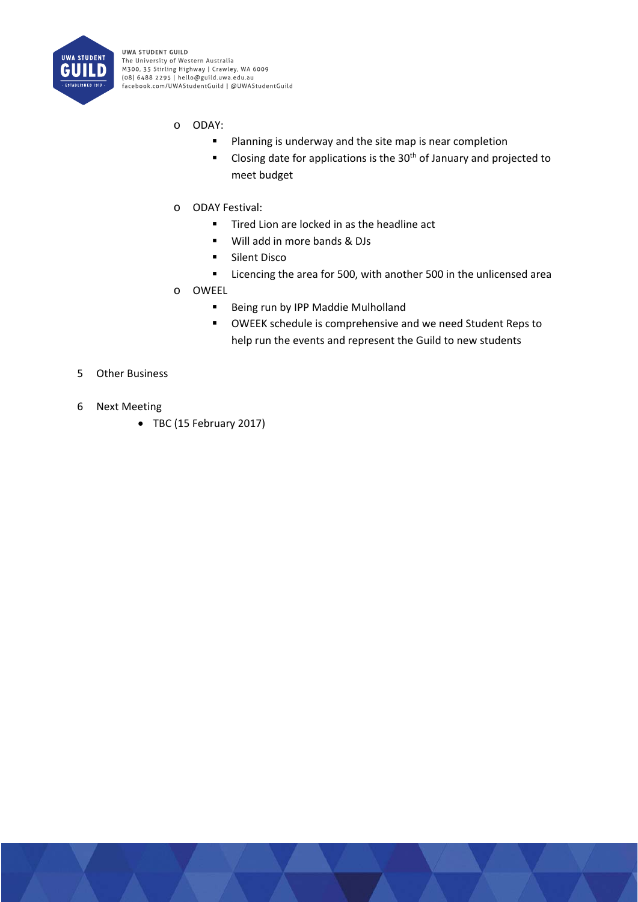- ODAY:
  - Planning is underway and the site map is near completion
  - Closing date for applications is the 30th of January and projected to meet budget
- ODAY Festival:
  - Tired Lion are locked in as the headline act
  - Will add in more bands & DJs
  - Silent Disco
  - Licencing the area for 500, with another 500 in the unlicensed area
- OWEEL
  - Being run by IPP Maddie Mulholland
  - OWEEK schedule is comprehensive and we need Student Reps to help run the events and represent the Guild to new students

5 Other Business

6 Next Meeting

- TBC (15 February 2017)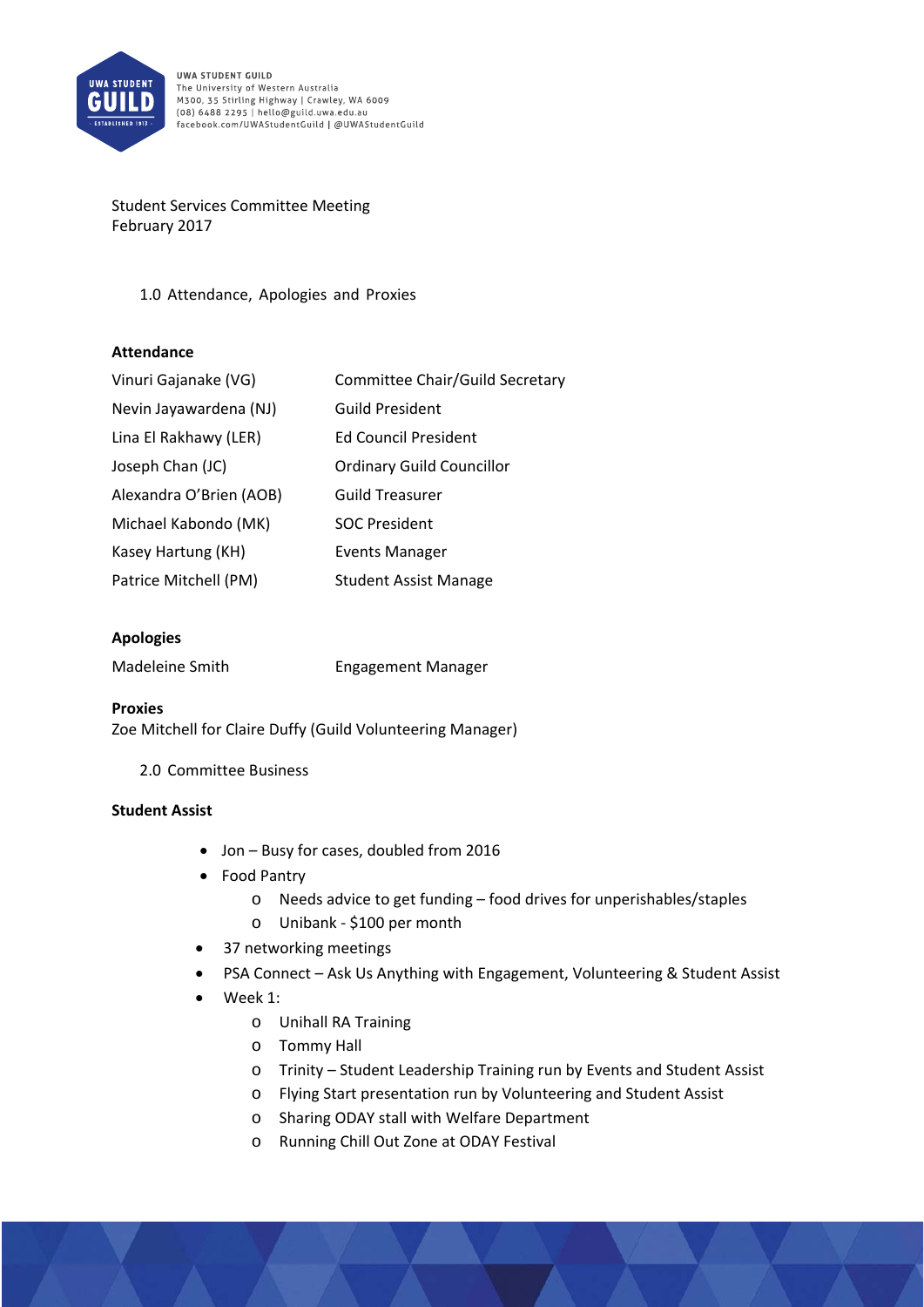Student Services Committee Meeting
February 2017

1.0 Attendance, Apologies and Proxies

**Attendance**

| | |
|---|---|
| Vinuri Gajanake (VG) | Committee Chair/Guild Secretary |
| Nevin Jayawardena (NJ) | Guild President |
| Lina El Rakhawy (LER) | Ed Council President |
| Joseph Chan (JC) | Ordinary Guild Councillor |
| Alexandra O'Brien (AOB) | Guild Treasurer |
| Michael Kabondo (MK) | SOC President |
| Kasey Hartung (KH) | Events Manager |
| Patrice Mitchell (PM) | Student Assist Manage |

**Apologies**

| | |
|---|---|
| Madeleine Smith | Engagement Manager |

**Proxies**

Zoe Mitchell for Claire Duffy (Guild Volunteering Manager)

2.0 Committee Business

**Student Assist**

- Jon – Busy for cases, doubled from 2016
- Food Pantry
  - Needs advice to get funding – food drives for unperishables/staples
  - Unibank - $100 per month
- 37 networking meetings
- PSA Connect – Ask Us Anything with Engagement, Volunteering & Student Assist
- Week 1:
  - Unihall RA Training
  - Tommy Hall
  - Trinity – Student Leadership Training run by Events and Student Assist
  - Flying Start presentation run by Volunteering and Student Assist
  - Sharing ODAY stall with Welfare Department
  - Running Chill Out Zone at ODAY Festival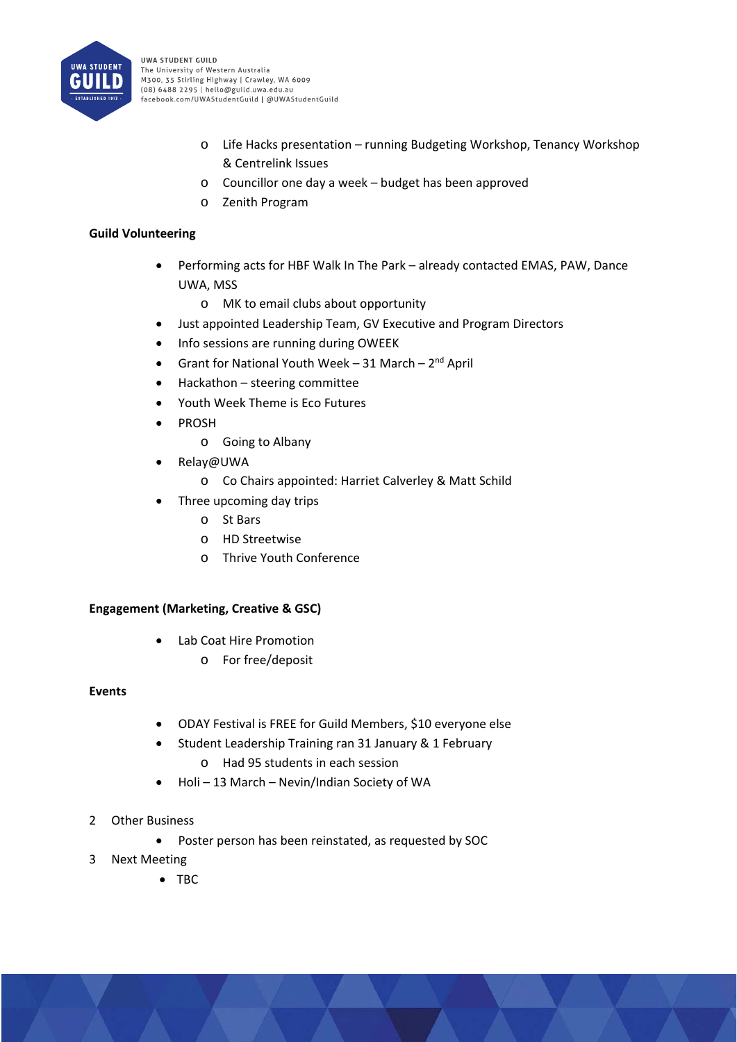- Life Hacks presentation – running Budgeting Workshop, Tenancy Workshop & Centrelink Issues
  - Councillor one day a week – budget has been approved
  - Zenith Program

**Guild Volunteering**

- Performing acts for HBF Walk In The Park – already contacted EMAS, PAW, Dance UWA, MSS
  - MK to email clubs about opportunity
- Just appointed Leadership Team, GV Executive and Program Directors
- Info sessions are running during OWEEK
- Grant for National Youth Week – 31 March – 2nd April
- Hackathon – steering committee
- Youth Week Theme is Eco Futures
- PROSH
  - Going to Albany
- Relay@UWA
  - Co Chairs appointed: Harriet Calverley & Matt Schild
- Three upcoming day trips
  - St Bars
  - HD Streetwise
  - Thrive Youth Conference

**Engagement (Marketing, Creative & GSC)**

- Lab Coat Hire Promotion
  - For free/deposit

**Events**

- ODAY Festival is FREE for Guild Members, $10 everyone else
- Student Leadership Training ran 31 January & 1 February
  - Had 95 students in each session
- Holi – 13 March – Nevin/Indian Society of WA

2 Other Business

- Poster person has been reinstated, as requested by SOC

3 Next Meeting

- TBC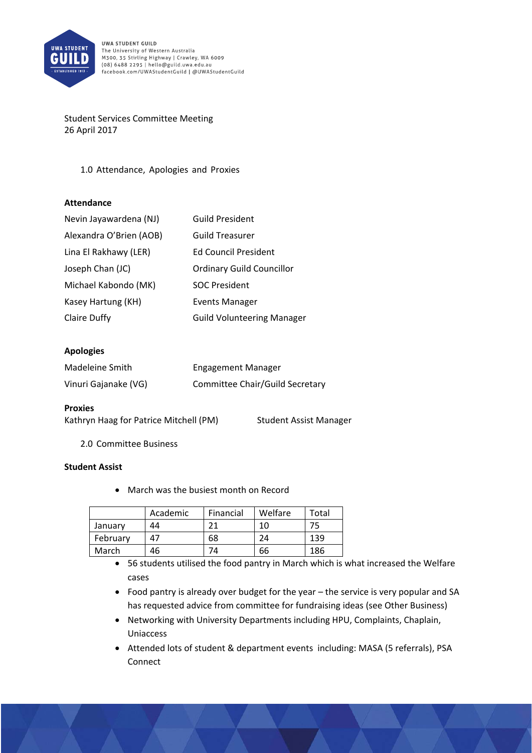Student Services Committee Meeting
26 April 2017

1.0 Attendance, Apologies and Proxies

**Attendance**

| | |
|---|---|
| Nevin Jayawardena (NJ) | Guild President |
| Alexandra O'Brien (AOB) | Guild Treasurer |
| Lina El Rakhawy (LER) | Ed Council President |
| Joseph Chan (JC) | Ordinary Guild Councillor |
| Michael Kabondo (MK) | SOC President |
| Kasey Hartung (KH) | Events Manager |
| Claire Duffy | Guild Volunteering Manager |

**Apologies**

| | |
|---|---|
| Madeleine Smith | Engagement Manager |
| Vinuri Gajanake (VG) | Committee Chair/Guild Secretary |

**Proxies**

Kathryn Haag for Patrice Mitchell (PM) Student Assist Manager

2.0 Committee Business

**Student Assist**

- March was the busiest month on Record

| | Academic | Financial | Welfare | Total |
|---|---|---|---|---|
| January | 44 | 21 | 10 | 75 |
| February | 47 | 68 | 24 | 139 |
| March | 46 | 74 | 66 | 186 |

- 56 students utilised the food pantry in March which is what increased the Welfare cases
- Food pantry is already over budget for the year – the service is very popular and SA has requested advice from committee for fundraising ideas (see Other Business)
- Networking with University Departments including HPU, Complaints, Chaplain, Uniaccess
- Attended lots of student & department events including: MASA (5 referrals), PSA Connect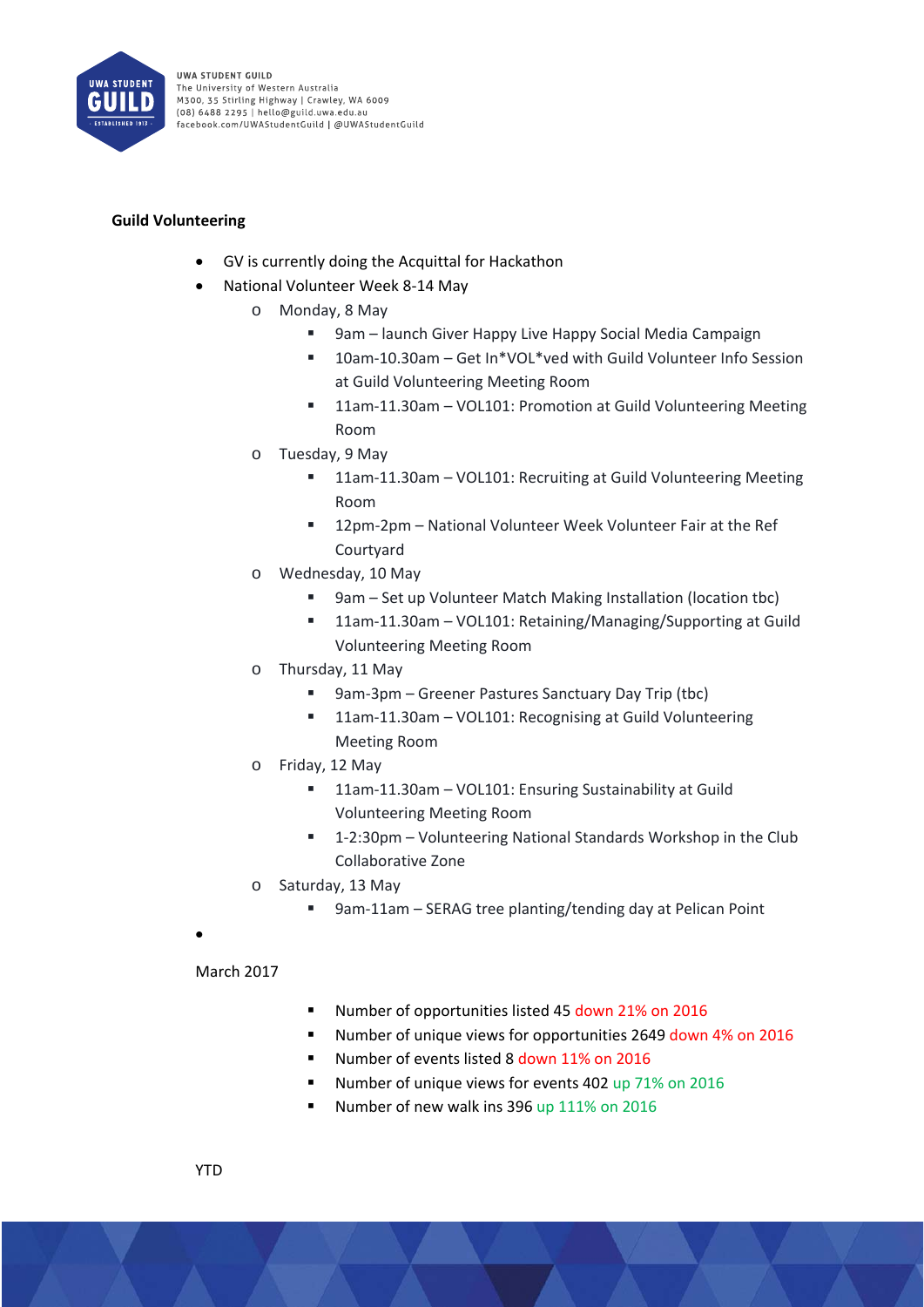**Guild Volunteering**

- GV is currently doing the Acquittal for Hackathon
- National Volunteer Week 8-14 May
  - Monday, 8 May
    - 9am – launch Giver Happy Live Happy Social Media Campaign
    - 10am-10.30am – Get In*VOL*ved with Guild Volunteer Info Session at Guild Volunteering Meeting Room
    - 11am-11.30am – VOL101: Promotion at Guild Volunteering Meeting Room
  - Tuesday, 9 May
    - 11am-11.30am – VOL101: Recruiting at Guild Volunteering Meeting Room
    - 12pm-2pm – National Volunteer Week Volunteer Fair at the Ref Courtyard
  - Wednesday, 10 May
    - 9am – Set up Volunteer Match Making Installation (location tbc)
    - 11am-11.30am – VOL101: Retaining/Managing/Supporting at Guild Volunteering Meeting Room
  - Thursday, 11 May
    - 9am-3pm – Greener Pastures Sanctuary Day Trip (tbc)
    - 11am-11.30am – VOL101: Recognising at Guild Volunteering Meeting Room
  - Friday, 12 May
    - 11am-11.30am – VOL101: Ensuring Sustainability at Guild Volunteering Meeting Room
    - 1-2:30pm – Volunteering National Standards Workshop in the Club Collaborative Zone
  - Saturday, 13 May
    - 9am-11am – SERAG tree planting/tending day at Pelican Point
- 

March 2017

- Number of opportunities listed 45 down 21% on 2016
- Number of unique views for opportunities 2649 down 4% on 2016
- Number of events listed 8 down 11% on 2016
- Number of unique views for events 402 up 71% on 2016
- Number of new walk ins 396 up 111% on 2016

YTD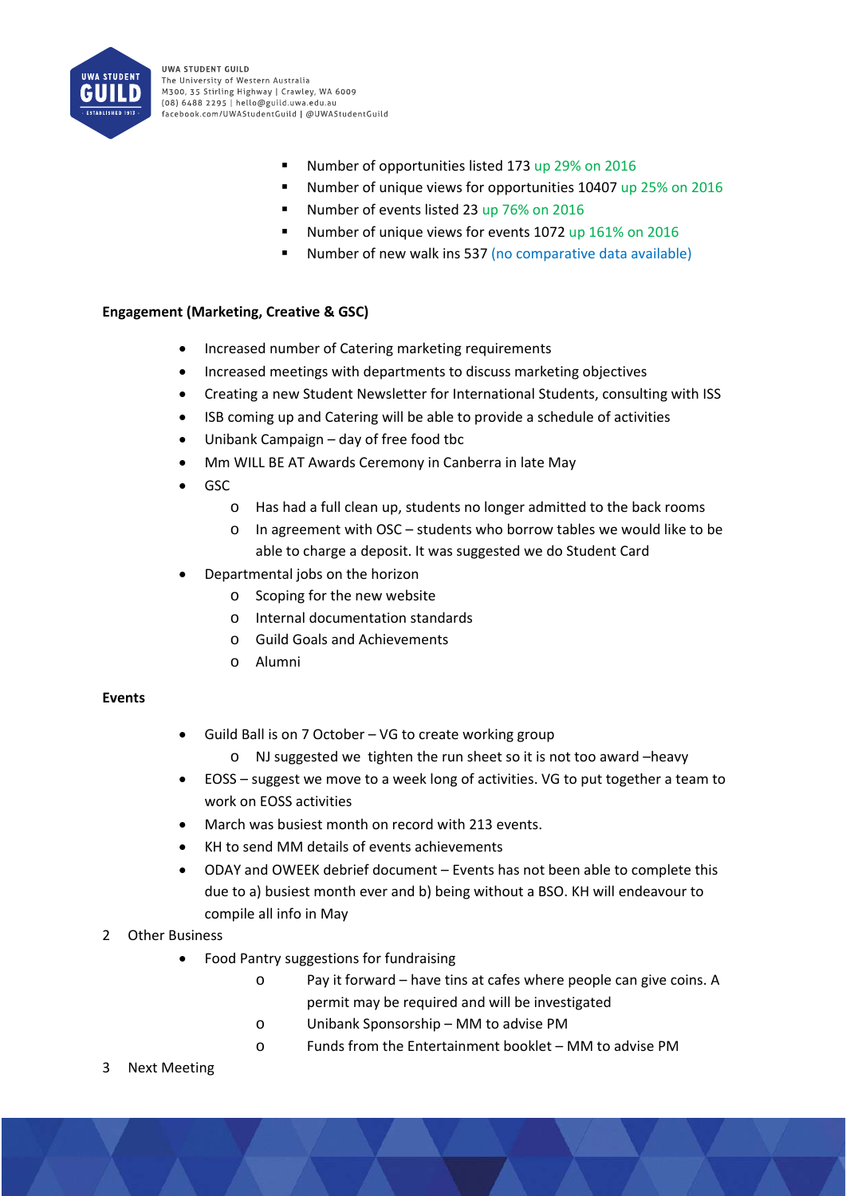- Number of opportunities listed 173 up 29% on 2016
- Number of unique views for opportunities 10407 up 25% on 2016
- Number of events listed 23 up 76% on 2016
- Number of unique views for events 1072 up 161% on 2016
- Number of new walk ins 537 (no comparative data available)

**Engagement (Marketing, Creative & GSC)**

- Increased number of Catering marketing requirements
- Increased meetings with departments to discuss marketing objectives
- Creating a new Student Newsletter for International Students, consulting with ISS
- ISB coming up and Catering will be able to provide a schedule of activities
- Unibank Campaign – day of free food tbc
- Mm WILL BE AT Awards Ceremony in Canberra in late May
- GSC
  - Has had a full clean up, students no longer admitted to the back rooms
  - In agreement with OSC – students who borrow tables we would like to be able to charge a deposit. It was suggested we do Student Card
- Departmental jobs on the horizon
  - Scoping for the new website
  - Internal documentation standards
  - Guild Goals and Achievements
  - Alumni

**Events**

- Guild Ball is on 7 October – VG to create working group
  - NJ suggested we tighten the run sheet so it is not too award –heavy
- EOSS – suggest we move to a week long of activities. VG to put together a team to work on EOSS activities
- March was busiest month on record with 213 events.
- KH to send MM details of events achievements
- ODAY and OWEEK debrief document – Events has not been able to complete this due to a) busiest month ever and b) being without a BSO. KH will endeavour to compile all info in May

2 Other Business

- Food Pantry suggestions for fundraising
  - Pay it forward – have tins at cafes where people can give coins. A permit may be required and will be investigated
  - Unibank Sponsorship – MM to advise PM
  - Funds from the Entertainment booklet – MM to advise PM

3 Next Meeting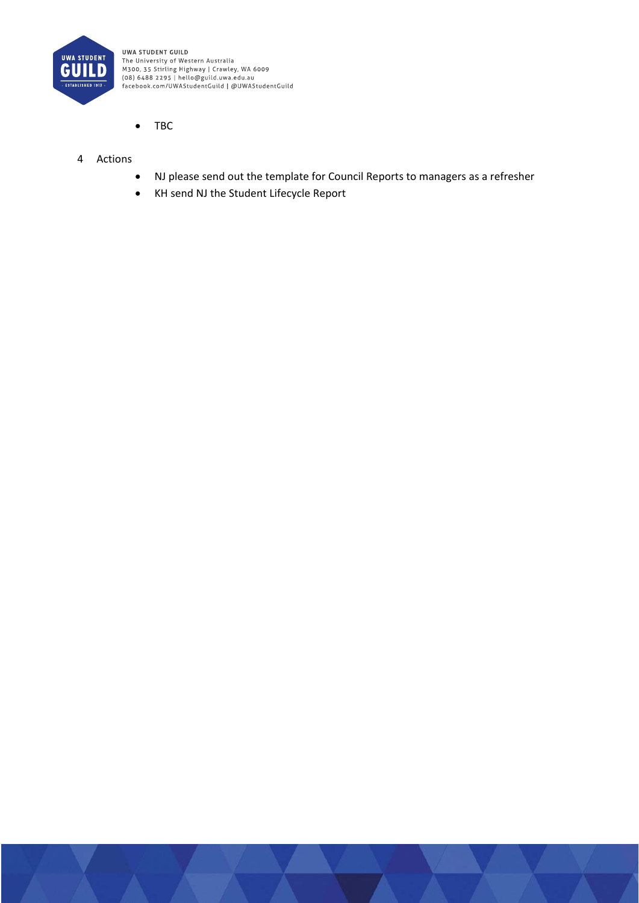- TBC

4 Actions

- NJ please send out the template for Council Reports to managers as a refresher
- KH send NJ the Student Lifecycle Report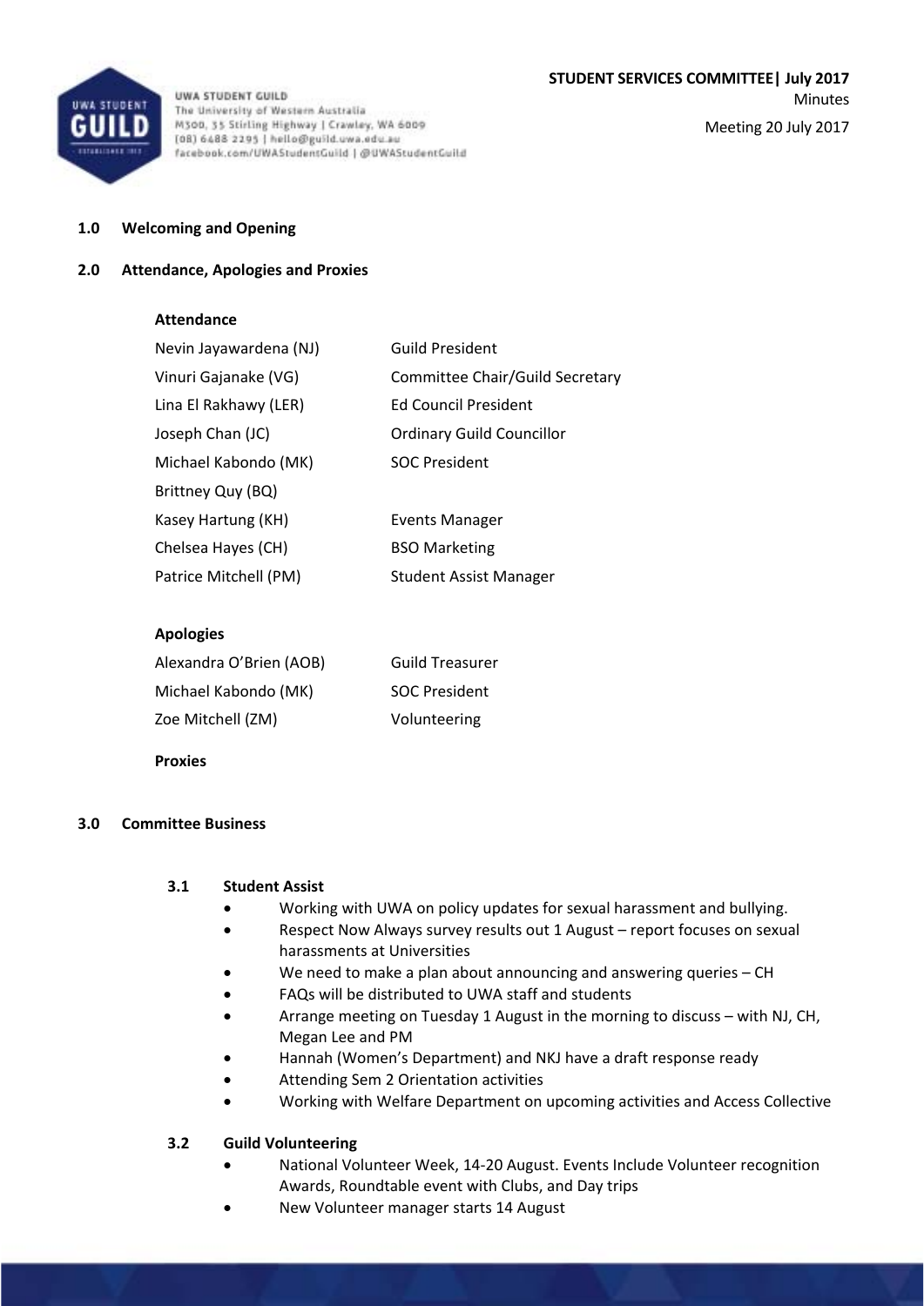**STUDENT SERVICES COMMITTEE| July 2017**

Minutes

Meeting 20 July 2017

UWA STUDENT GUILD
The University of Western Australia
M300, 35 Stirling Highway | Crawley, WA 6009
(08) 6488 2295 | hello@guild.uwa.edu.au
facebook.com/UWAStudentGuild | @UWAStudentGuild

## 1.0 Welcoming and Opening

## 2.0 Attendance, Apologies and Proxies

**Attendance**

| | |
|---|---|
| Nevin Jayawardena (NJ) | Guild President |
| Vinuri Gajanake (VG) | Committee Chair/Guild Secretary |
| Lina El Rakhawy (LER) | Ed Council President |
| Joseph Chan (JC) | Ordinary Guild Councillor |
| Michael Kabondo (MK) | SOC President |
| Brittney Quy (BQ) | |
| Kasey Hartung (KH) | Events Manager |
| Chelsea Hayes (CH) | BSO Marketing |
| Patrice Mitchell (PM) | Student Assist Manager |

**Apologies**

| | |
|---|---|
| Alexandra O'Brien (AOB) | Guild Treasurer |
| Michael Kabondo (MK) | SOC President |
| Zoe Mitchell (ZM) | Volunteering |

**Proxies**

## 3.0 Committee Business

### 3.1 Student Assist

- Working with UWA on policy updates for sexual harassment and bullying.
- Respect Now Always survey results out 1 August – report focuses on sexual harassments at Universities
- We need to make a plan about announcing and answering queries – CH
- FAQs will be distributed to UWA staff and students
- Arrange meeting on Tuesday 1 August in the morning to discuss – with NJ, CH, Megan Lee and PM
- Hannah (Women's Department) and NKJ have a draft response ready
- Attending Sem 2 Orientation activities
- Working with Welfare Department on upcoming activities and Access Collective

### 3.2 Guild Volunteering

- National Volunteer Week, 14-20 August. Events Include Volunteer recognition Awards, Roundtable event with Clubs, and Day trips
- New Volunteer manager starts 14 August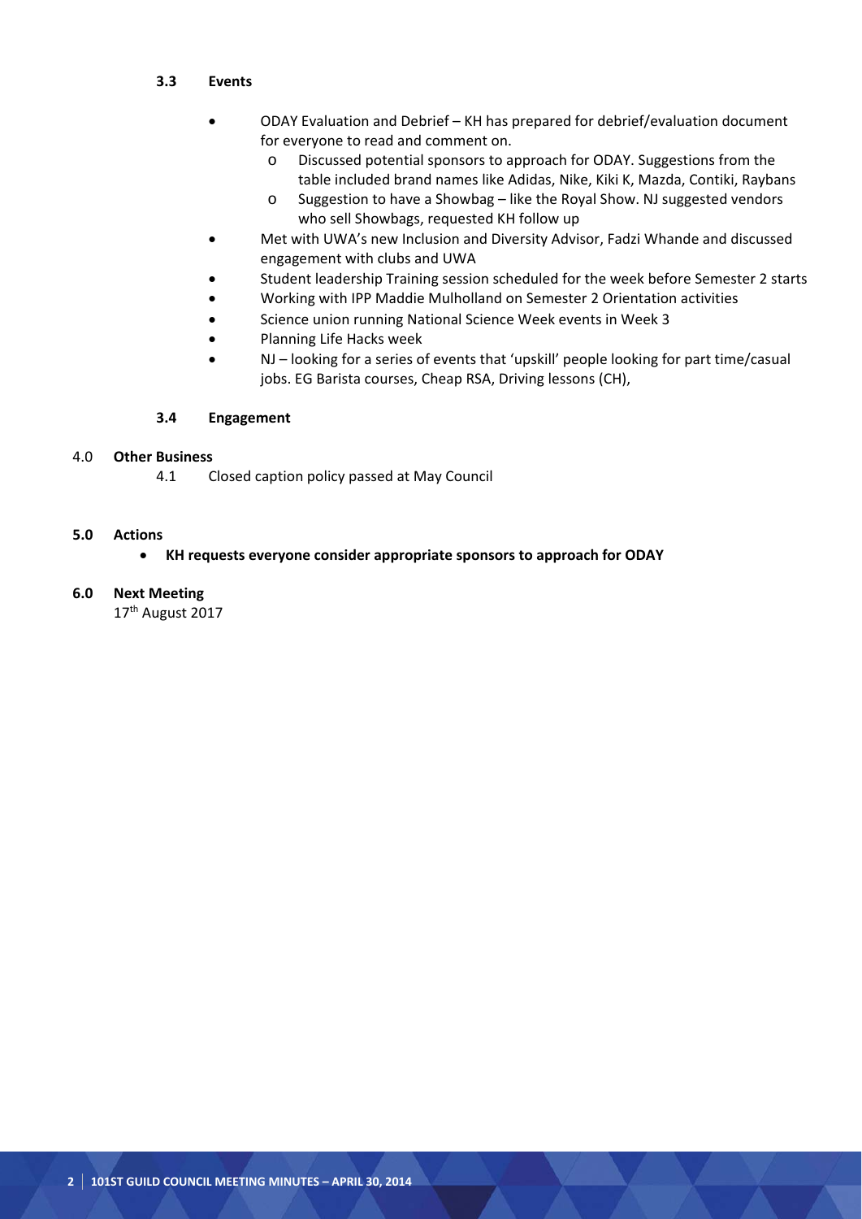### 3.3 Events

- ODAY Evaluation and Debrief – KH has prepared for debrief/evaluation document for everyone to read and comment on.
  - Discussed potential sponsors to approach for ODAY. Suggestions from the table included brand names like Adidas, Nike, Kiki K, Mazda, Contiki, Raybans
  - Suggestion to have a Showbag – like the Royal Show. NJ suggested vendors who sell Showbags, requested KH follow up
- Met with UWA's new Inclusion and Diversity Advisor, Fadzi Whande and discussed engagement with clubs and UWA
- Student leadership Training session scheduled for the week before Semester 2 starts
- Working with IPP Maddie Mulholland on Semester 2 Orientation activities
- Science union running National Science Week events in Week 3
- Planning Life Hacks week
- NJ – looking for a series of events that 'upskill' people looking for part time/casual jobs. EG Barista courses, Cheap RSA, Driving lessons (CH),

### 3.4 Engagement

## 4.0 Other Business

4.1 Closed caption policy passed at May Council

## 5.0 Actions

- **KH requests everyone consider appropriate sponsors to approach for ODAY**

## 6.0 Next Meeting

17th August 2017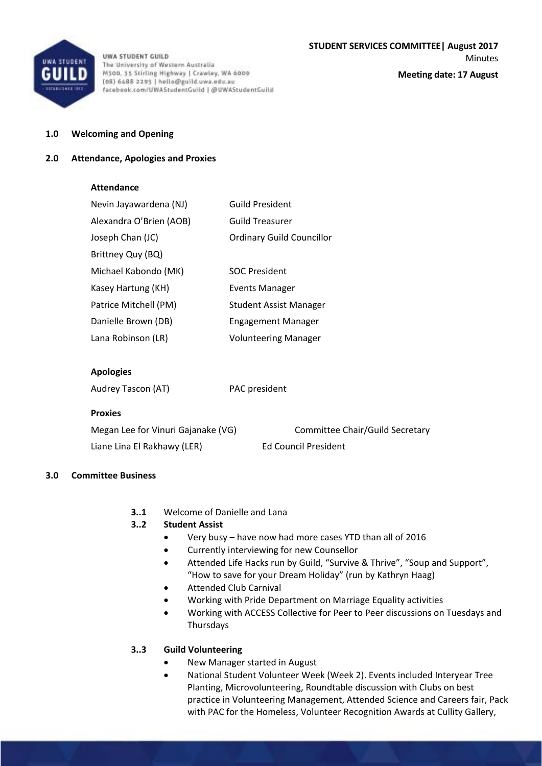**STUDENT SERVICES COMMITTEE| August 2017**
Minutes
**Meeting date: 17 August**

UWA STUDENT GUILD
The University of Western Australia
M300, 35 Stirling Highway | Crawley, WA 6009
(08) 6488 2295 | hello@guild.uwa.edu.au
facebook.com/UWAStudentGuild | @UWAStudentGuild

## 1.0 Welcoming and Opening

## 2.0 Attendance, Apologies and Proxies

**Attendance**

| | |
|---|---|
| Nevin Jayawardena (NJ) | Guild President |
| Alexandra O'Brien (AOB) | Guild Treasurer |
| Joseph Chan (JC) | Ordinary Guild Councillor |
| Brittney Quy (BQ) | |
| Michael Kabondo (MK) | SOC President |
| Kasey Hartung (KH) | Events Manager |
| Patrice Mitchell (PM) | Student Assist Manager |
| Danielle Brown (DB) | Engagement Manager |
| Lana Robinson (LR) | Volunteering Manager |

**Apologies**

| | |
|---|---|
| Audrey Tascon (AT) | PAC president |

**Proxies**

| | |
|---|---|
| Megan Lee for Vinuri Gajanake (VG) | Committee Chair/Guild Secretary |
| Liane Lina El Rakhawy (LER) | Ed Council President |

## 3.0 Committee Business

**3..1** Welcome of Danielle and Lana

**3..2 Student Assist**

- Very busy – have now had more cases YTD than all of 2016
- Currently interviewing for new Counsellor
- Attended Life Hacks run by Guild, "Survive & Thrive", "Soup and Support", "How to save for your Dream Holiday" (run by Kathryn Haag)
- Attended Club Carnival
- Working with Pride Department on Marriage Equality activities
- Working with ACCESS Collective for Peer to Peer discussions on Tuesdays and Thursdays

**3..3 Guild Volunteering**

- New Manager started in August
- National Student Volunteer Week (Week 2). Events included Interyear Tree Planting, Microvolunteering, Roundtable discussion with Clubs on best practice in Volunteering Management, Attended Science and Careers fair, Pack with PAC for the Homeless, Volunteer Recognition Awards at Cullity Gallery,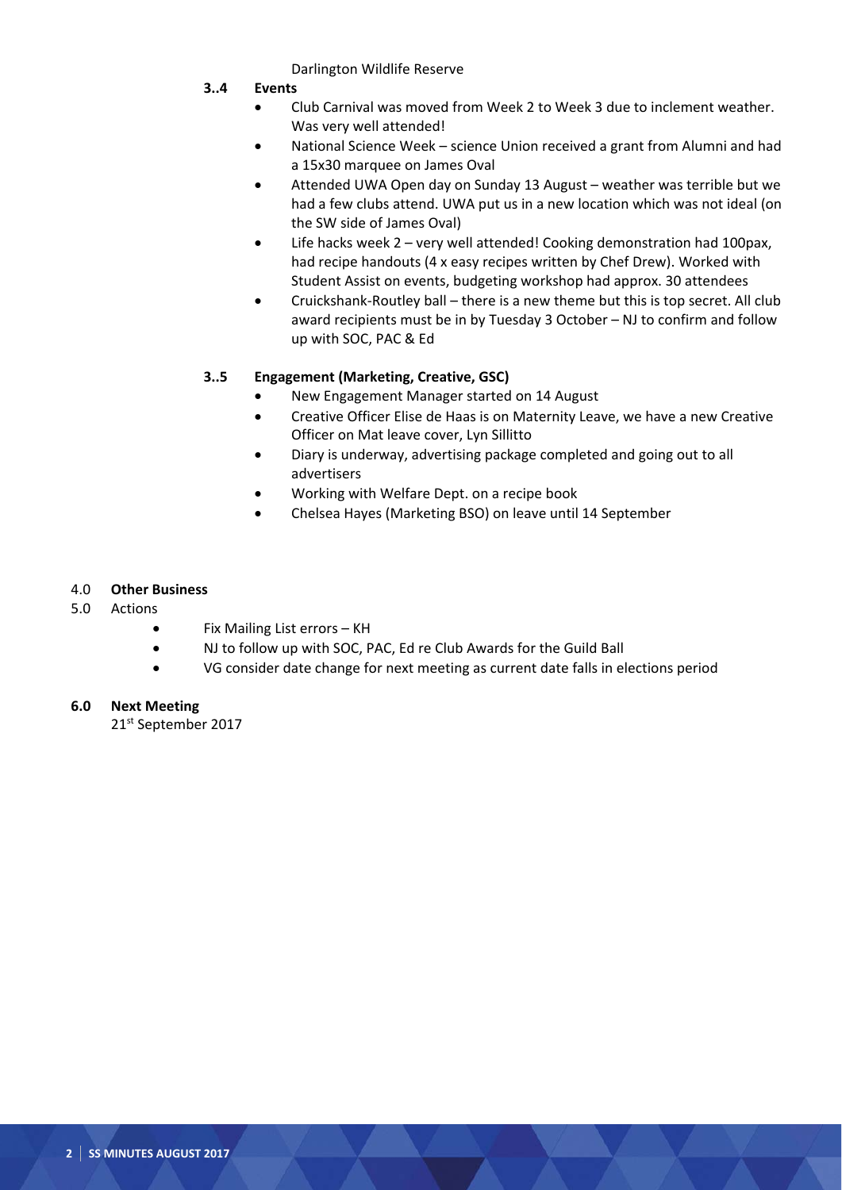Darlington Wildlife Reserve

**3..4 Events**

- Club Carnival was moved from Week 2 to Week 3 due to inclement weather. Was very well attended!
- National Science Week – science Union received a grant from Alumni and had a 15x30 marquee on James Oval
- Attended UWA Open day on Sunday 13 August – weather was terrible but we had a few clubs attend. UWA put us in a new location which was not ideal (on the SW side of James Oval)
- Life hacks week 2 – very well attended! Cooking demonstration had 100pax, had recipe handouts (4 x easy recipes written by Chef Drew). Worked with Student Assist on events, budgeting workshop had approx. 30 attendees
- Cruickshank-Routley ball – there is a new theme but this is top secret. All club award recipients must be in by Tuesday 3 October – NJ to confirm and follow up with SOC, PAC & Ed

**3..5 Engagement (Marketing, Creative, GSC)**

- New Engagement Manager started on 14 August
- Creative Officer Elise de Haas is on Maternity Leave, we have a new Creative Officer on Mat leave cover, Lyn Sillitto
- Diary is underway, advertising package completed and going out to all advertisers
- Working with Welfare Dept. on a recipe book
- Chelsea Hayes (Marketing BSO) on leave until 14 September

4.0 **Other Business**

5.0 Actions

- Fix Mailing List errors – KH
- NJ to follow up with SOC, PAC, Ed re Club Awards for the Guild Ball
- VG consider date change for next meeting as current date falls in elections period

**6.0 Next Meeting**

21st September 2017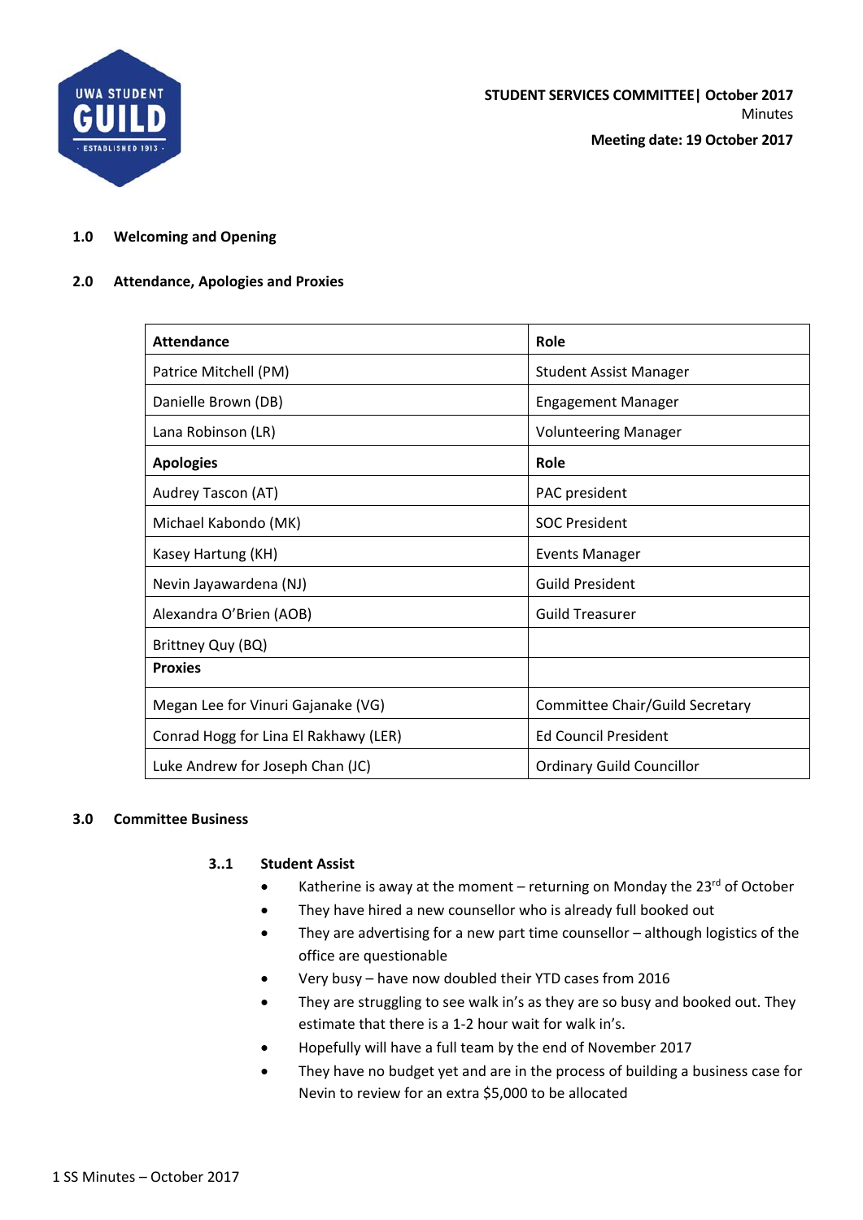**STUDENT SERVICES COMMITTEE| October 2017**
Minutes

**Meeting date: 19 October 2017**

## 1.0 Welcoming and Opening

## 2.0 Attendance, Apologies and Proxies

| **Attendance** | **Role** |
|---|---|
| Patrice Mitchell (PM) | Student Assist Manager |
| Danielle Brown (DB) | Engagement Manager |
| Lana Robinson (LR) | Volunteering Manager |
| **Apologies** | **Role** |
| Audrey Tascon (AT) | PAC president |
| Michael Kabondo (MK) | SOC President |
| Kasey Hartung (KH) | Events Manager |
| Nevin Jayawardena (NJ) | Guild President |
| Alexandra O'Brien (AOB) | Guild Treasurer |
| Brittney Quy (BQ) | |
| **Proxies** | |
| Megan Lee for Vinuri Gajanake (VG) | Committee Chair/Guild Secretary |
| Conrad Hogg for Lina El Rakhawy (LER) | Ed Council President |
| Luke Andrew for Joseph Chan (JC) | Ordinary Guild Councillor |

## 3.0 Committee Business

### 3..1 Student Assist

- Katherine is away at the moment – returning on Monday the 23rd of October
- They have hired a new counsellor who is already full booked out
- They are advertising for a new part time counsellor – although logistics of the office are questionable
- Very busy – have now doubled their YTD cases from 2016
- They are struggling to see walk in's as they are so busy and booked out. They estimate that there is a 1-2 hour wait for walk in's.
- Hopefully will have a full team by the end of November 2017
- They have no budget yet and are in the process of building a business case for Nevin to review for an extra $5,000 to be allocated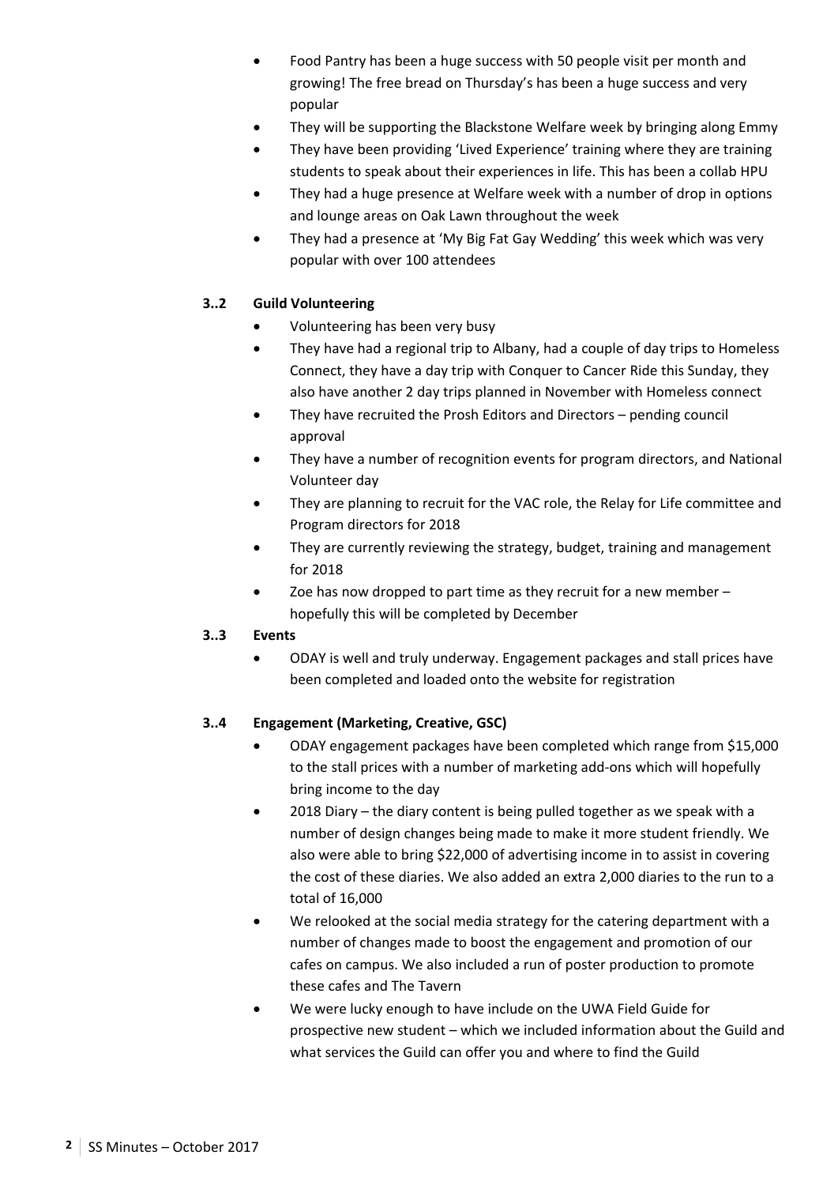- Food Pantry has been a huge success with 50 people visit per month and growing! The free bread on Thursday's has been a huge success and very popular
- They will be supporting the Blackstone Welfare week by bringing along Emmy
- They have been providing 'Lived Experience' training where they are training students to speak about their experiences in life. This has been a collab HPU
- They had a huge presence at Welfare week with a number of drop in options and lounge areas on Oak Lawn throughout the week
- They had a presence at 'My Big Fat Gay Wedding' this week which was very popular with over 100 attendees

### 3..2 Guild Volunteering

- Volunteering has been very busy
- They have had a regional trip to Albany, had a couple of day trips to Homeless Connect, they have a day trip with Conquer to Cancer Ride this Sunday, they also have another 2 day trips planned in November with Homeless connect
- They have recruited the Prosh Editors and Directors – pending council approval
- They have a number of recognition events for program directors, and National Volunteer day
- They are planning to recruit for the VAC role, the Relay for Life committee and Program directors for 2018
- They are currently reviewing the strategy, budget, training and management for 2018
- Zoe has now dropped to part time as they recruit for a new member – hopefully this will be completed by December

### 3..3 Events

- ODAY is well and truly underway. Engagement packages and stall prices have been completed and loaded onto the website for registration

### 3..4 Engagement (Marketing, Creative, GSC)

- ODAY engagement packages have been completed which range from $15,000 to the stall prices with a number of marketing add-ons which will hopefully bring income to the day
- 2018 Diary – the diary content is being pulled together as we speak with a number of design changes being made to make it more student friendly. We also were able to bring $22,000 of advertising income in to assist in covering the cost of these diaries. We also added an extra 2,000 diaries to the run to a total of 16,000
- We relooked at the social media strategy for the catering department with a number of changes made to boost the engagement and promotion of our cafes on campus. We also included a run of poster production to promote these cafes and The Tavern
- We were lucky enough to have include on the UWA Field Guide for prospective new student – which we included information about the Guild and what services the Guild can offer you and where to find the Guild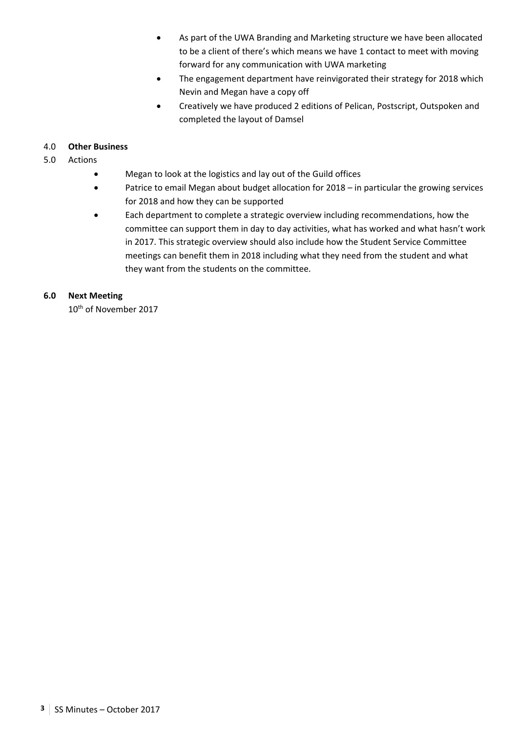- As part of the UWA Branding and Marketing structure we have been allocated to be a client of there's which means we have 1 contact to meet with moving forward for any communication with UWA marketing
- The engagement department have reinvigorated their strategy for 2018 which Nevin and Megan have a copy off
- Creatively we have produced 2 editions of Pelican, Postscript, Outspoken and completed the layout of Damsel

4.0 **Other Business**

5.0 Actions

- Megan to look at the logistics and lay out of the Guild offices
- Patrice to email Megan about budget allocation for 2018 – in particular the growing services for 2018 and how they can be supported
- Each department to complete a strategic overview including recommendations, how the committee can support them in day to day activities, what has worked and what hasn't work in 2017. This strategic overview should also include how the Student Service Committee meetings can benefit them in 2018 including what they need from the student and what they want from the students on the committee.

**6.0 Next Meeting**

10th of November 2017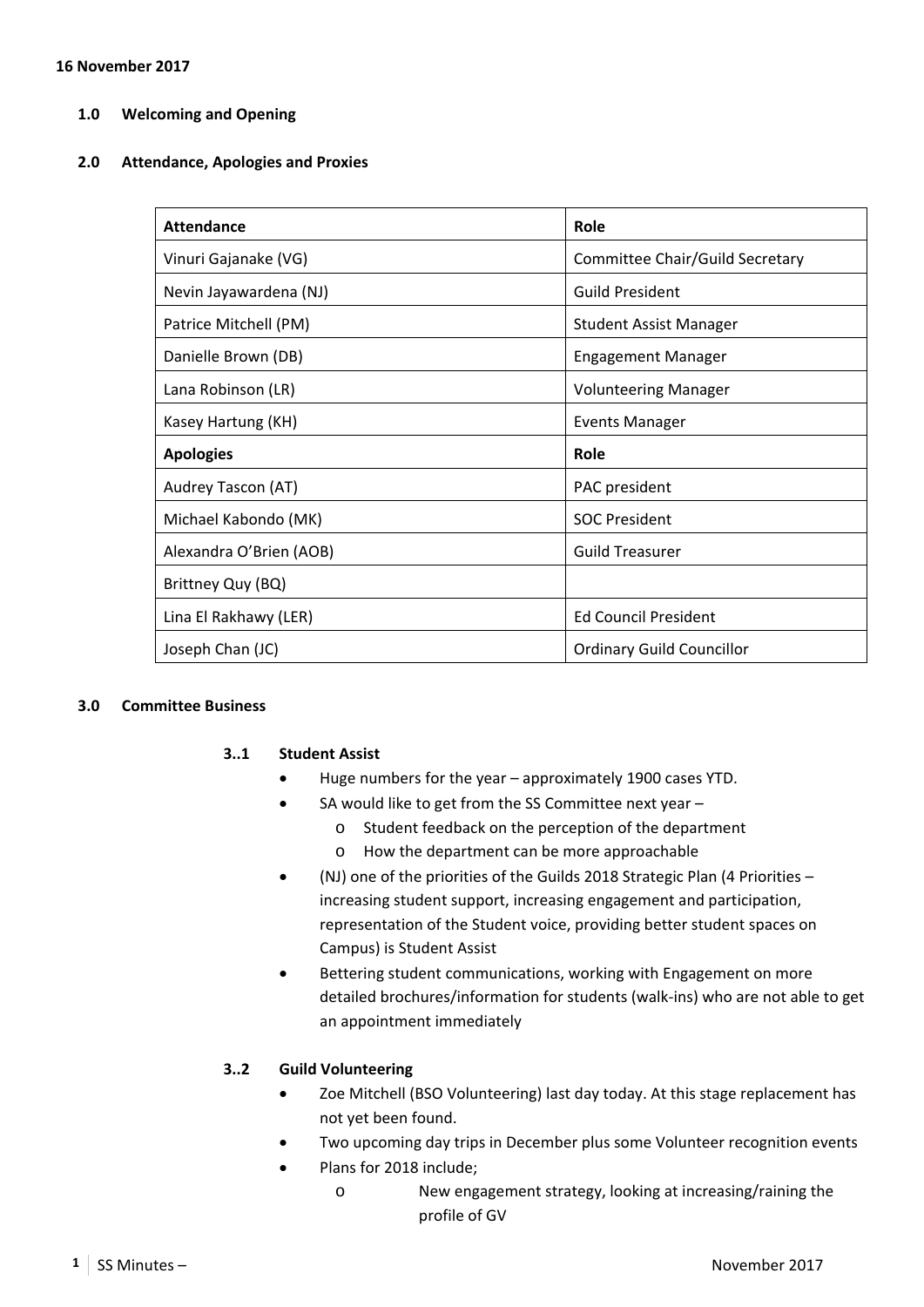**16 November 2017**

**1.0 Welcoming and Opening**

**2.0 Attendance, Apologies and Proxies**

| Attendance | Role |
|---|---|
| Vinuri Gajanake (VG) | Committee Chair/Guild Secretary |
| Nevin Jayawardena (NJ) | Guild President |
| Patrice Mitchell (PM) | Student Assist Manager |
| Danielle Brown (DB) | Engagement Manager |
| Lana Robinson (LR) | Volunteering Manager |
| Kasey Hartung (KH) | Events Manager |
| **Apologies** | **Role** |
| Audrey Tascon (AT) | PAC president |
| Michael Kabondo (MK) | SOC President |
| Alexandra O'Brien (AOB) | Guild Treasurer |
| Brittney Quy (BQ) | |
| Lina El Rakhawy (LER) | Ed Council President |
| Joseph Chan (JC) | Ordinary Guild Councillor |

**3.0 Committee Business**

**3..1 Student Assist**

- Huge numbers for the year – approximately 1900 cases YTD.
- SA would like to get from the SS Committee next year –
  - Student feedback on the perception of the department
  - How the department can be more approachable
- (NJ) one of the priorities of the Guilds 2018 Strategic Plan (4 Priorities – increasing student support, increasing engagement and participation, representation of the Student voice, providing better student spaces on Campus) is Student Assist
- Bettering student communications, working with Engagement on more detailed brochures/information for students (walk-ins) who are not able to get an appointment immediately

**3..2 Guild Volunteering**

- Zoe Mitchell (BSO Volunteering) last day today. At this stage replacement has not yet been found.
- Two upcoming day trips in December plus some Volunteer recognition events
- Plans for 2018 include;
  - New engagement strategy, looking at increasing/raining the profile of GV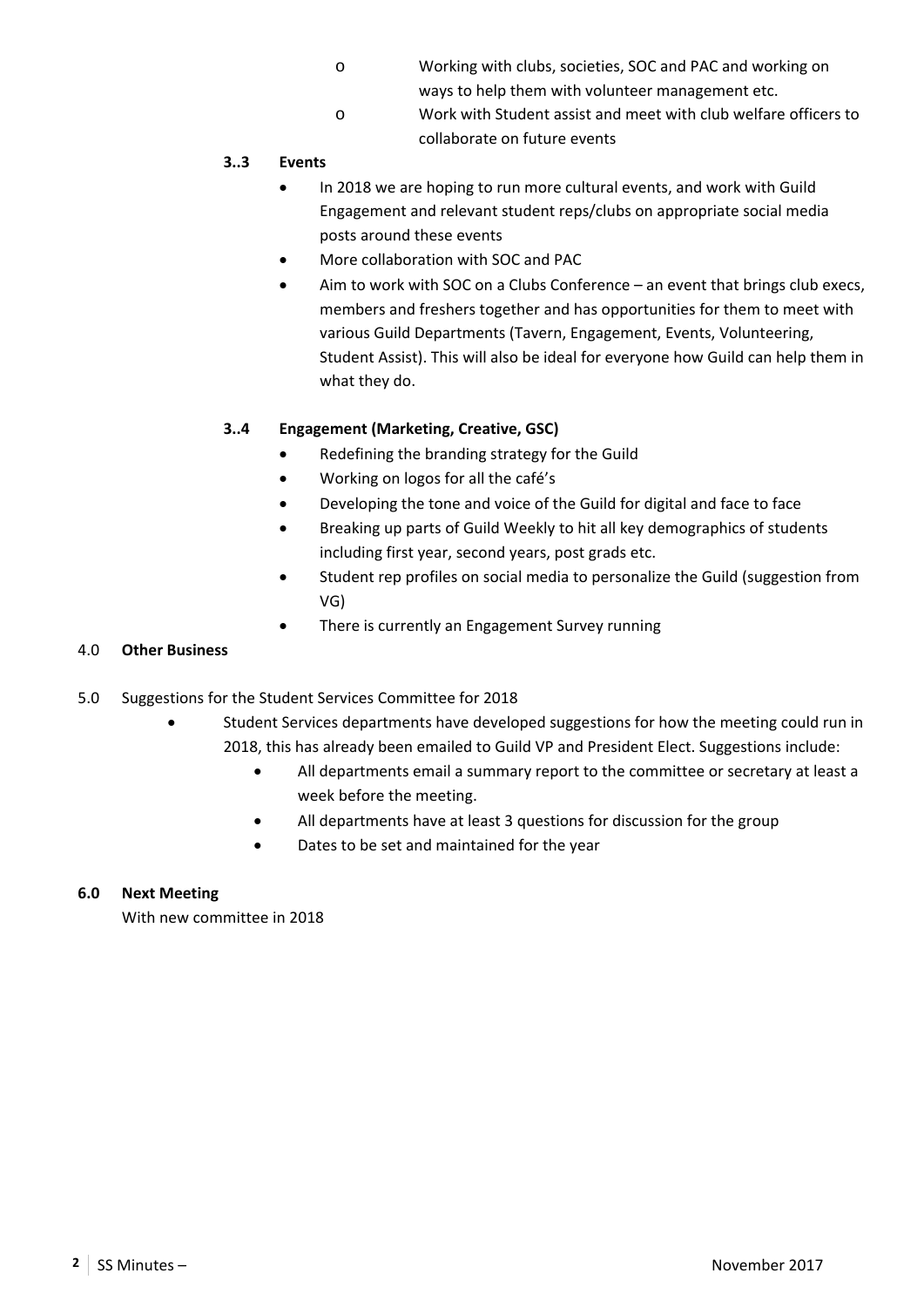- Working with clubs, societies, SOC and PAC and working on ways to help them with volunteer management etc.
- Work with Student assist and meet with club welfare officers to collaborate on future events

**3..3 Events**

- In 2018 we are hoping to run more cultural events, and work with Guild Engagement and relevant student reps/clubs on appropriate social media posts around these events
- More collaboration with SOC and PAC
- Aim to work with SOC on a Clubs Conference – an event that brings club execs, members and freshers together and has opportunities for them to meet with various Guild Departments (Tavern, Engagement, Events, Volunteering, Student Assist). This will also be ideal for everyone how Guild can help them in what they do.

**3..4 Engagement (Marketing, Creative, GSC)**

- Redefining the branding strategy for the Guild
- Working on logos for all the café's
- Developing the tone and voice of the Guild for digital and face to face
- Breaking up parts of Guild Weekly to hit all key demographics of students including first year, second years, post grads etc.
- Student rep profiles on social media to personalize the Guild (suggestion from VG)
- There is currently an Engagement Survey running

4.0 **Other Business**

5.0 Suggestions for the Student Services Committee for 2018

- Student Services departments have developed suggestions for how the meeting could run in 2018, this has already been emailed to Guild VP and President Elect. Suggestions include:
  - All departments email a summary report to the committee or secretary at least a week before the meeting.
  - All departments have at least 3 questions for discussion for the group
  - Dates to be set and maintained for the year

**6.0 Next Meeting**

With new committee in 2018